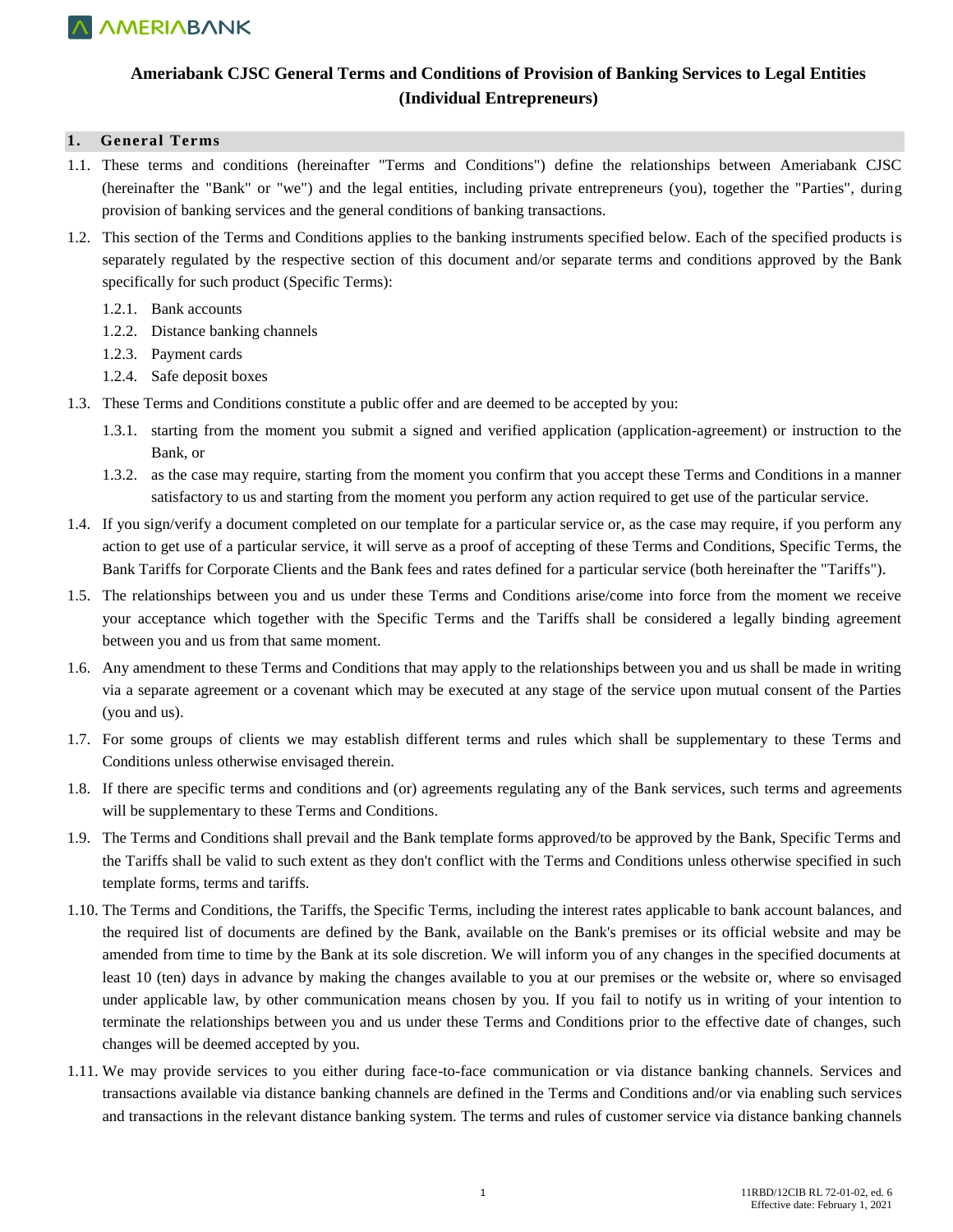# Ameriabank CJSC General Terms and Conditions of Provision of Banking Services to Legal Entities (Individual Entrepreneurs)

## 1. General Terms

1.1. These terms and conditions (hereinafter "Terms and Conditions") define the relationships between Ameriabank CJSC (hereinafter the "Bank" or "we") and the legal entities, including private entrepreneurs (you), together the "Parties", during provision of banking services and the general conditions of banking transactions.

1.2. This section of the Terms and Conditions applies to the banking instruments specified below. Each of the specified products is separately regulated by the respective section of this document and/or separate terms and conditions approved by the Bank specifically for such product (Specific Terms):

1.2.1. Bank accounts

1.2.2. Distance banking channels

1.2.3. Payment cards

1.2.4. Safe deposit boxes

1.3. These Terms and Conditions constitute a public offer and are deemed to be accepted by you:

1.3.1. starting from the moment you submit a signed and verified application (application-agreement) or instruction to the Bank, or

1.3.2. as the case may require, starting from the moment you confirm that you accept these Terms and Conditions in a manner satisfactory to us and starting from the moment you perform any action required to get use of the particular service.

1.4. If you sign/verify a document completed on our template for a particular service or, as the case may require, if you perform any action to get use of a particular service, it will serve as a proof of accepting of these Terms and Conditions, Specific Terms, the Bank Tariffs for Corporate Clients and the Bank fees and rates defined for a particular service (both hereinafter the "Tariffs").

1.5. The relationships between you and us under these Terms and Conditions arise/come into force from the moment we receive your acceptance which together with the Specific Terms and the Tariffs shall be considered a legally binding agreement between you and us from that same moment.

1.6. Any amendment to these Terms and Conditions that may apply to the relationships between you and us shall be made in writing via a separate agreement or a covenant which may be executed at any stage of the service upon mutual consent of the Parties (you and us).

1.7. For some groups of clients we may establish different terms and rules which shall be supplementary to these Terms and Conditions unless otherwise envisaged therein.

1.8. If there are specific terms and conditions and (or) agreements regulating any of the Bank services, such terms and agreements will be supplementary to these Terms and Conditions.

1.9. The Terms and Conditions shall prevail and the Bank template forms approved/to be approved by the Bank, Specific Terms and the Tariffs shall be valid to such extent as they don't conflict with the Terms and Conditions unless otherwise specified in such template forms, terms and tariffs.

1.10. The Terms and Conditions, the Tariffs, the Specific Terms, including the interest rates applicable to bank account balances, and the required list of documents are defined by the Bank, available on the Bank's premises or its official website and may be amended from time to time by the Bank at its sole discretion. We will inform you of any changes in the specified documents at least 10 (ten) days in advance by making the changes available to you at our premises or the website or, where so envisaged under applicable law, by other communication means chosen by you. If you fail to notify us in writing of your intention to terminate the relationships between you and us under these Terms and Conditions prior to the effective date of changes, such changes will be deemed accepted by you.

1.11. We may provide services to you either during face-to-face communication or via distance banking channels. Services and transactions available via distance banking channels are defined in the Terms and Conditions and/or via enabling such services and transactions in the relevant distance banking system. The terms and rules of customer service via distance banking channels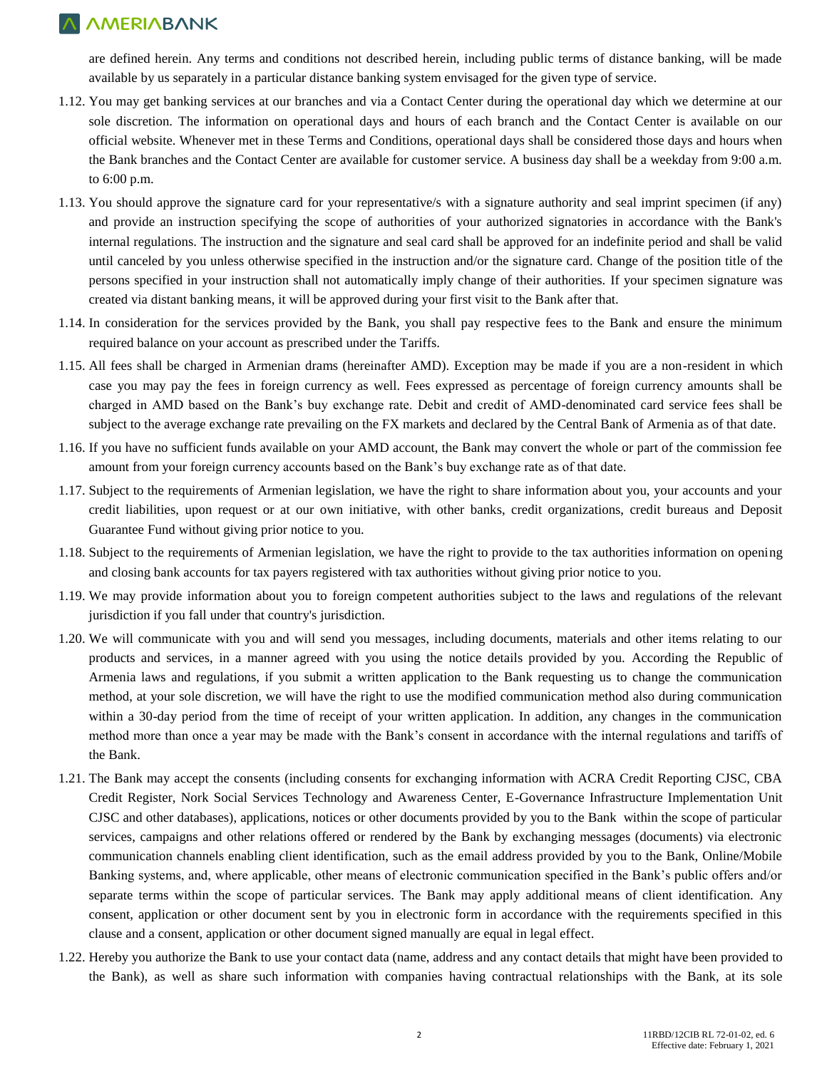are defined herein. Any terms and conditions not described herein, including public terms of distance banking, will be made available by us separately in a particular distance banking system envisaged for the given type of service.

1.12. You may get banking services at our branches and via a Contact Center during the operational day which we determine at our sole discretion. The information on operational days and hours of each branch and the Contact Center is available on our official website. Whenever met in these Terms and Conditions, operational days shall be considered those days and hours when the Bank branches and the Contact Center are available for customer service. A business day shall be a weekday from 9:00 a.m. to 6:00 p.m.

1.13. You should approve the signature card for your representative/s with a signature authority and seal imprint specimen (if any) and provide an instruction specifying the scope of authorities of your authorized signatories in accordance with the Bank's internal regulations. The instruction and the signature and seal card shall be approved for an indefinite period and shall be valid until canceled by you unless otherwise specified in the instruction and/or the signature card. Change of the position title of the persons specified in your instruction shall not automatically imply change of their authorities. If your specimen signature was created via distant banking means, it will be approved during your first visit to the Bank after that.

1.14. In consideration for the services provided by the Bank, you shall pay respective fees to the Bank and ensure the minimum required balance on your account as prescribed under the Tariffs.

1.15. All fees shall be charged in Armenian drams (hereinafter AMD). Exception may be made if you are a non-resident in which case you may pay the fees in foreign currency as well. Fees expressed as percentage of foreign currency amounts shall be charged in AMD based on the Bank's buy exchange rate. Debit and credit of AMD-denominated card service fees shall be subject to the average exchange rate prevailing on the FX markets and declared by the Central Bank of Armenia as of that date.

1.16. If you have no sufficient funds available on your AMD account, the Bank may convert the whole or part of the commission fee amount from your foreign currency accounts based on the Bank's buy exchange rate as of that date.

1.17. Subject to the requirements of Armenian legislation, we have the right to share information about you, your accounts and your credit liabilities, upon request or at our own initiative, with other banks, credit organizations, credit bureaus and Deposit Guarantee Fund without giving prior notice to you.

1.18. Subject to the requirements of Armenian legislation, we have the right to provide to the tax authorities information on opening and closing bank accounts for tax payers registered with tax authorities without giving prior notice to you.

1.19. We may provide information about you to foreign competent authorities subject to the laws and regulations of the relevant jurisdiction if you fall under that country's jurisdiction.

1.20. We will communicate with you and will send you messages, including documents, materials and other items relating to our products and services, in a manner agreed with you using the notice details provided by you. According the Republic of Armenia laws and regulations, if you submit a written application to the Bank requesting us to change the communication method, at your sole discretion, we will have the right to use the modified communication method also during communication within a 30-day period from the time of receipt of your written application. In addition, any changes in the communication method more than once a year may be made with the Bank's consent in accordance with the internal regulations and tariffs of the Bank.

1.21. The Bank may accept the consents (including consents for exchanging information with ACRA Credit Reporting CJSC, CBA Credit Register, Nork Social Services Technology and Awareness Center, E-Governance Infrastructure Implementation Unit CJSC and other databases), applications, notices or other documents provided by you to the Bank within the scope of particular services, campaigns and other relations offered or rendered by the Bank by exchanging messages (documents) via electronic communication channels enabling client identification, such as the email address provided by you to the Bank, Online/Mobile Banking systems, and, where applicable, other means of electronic communication specified in the Bank's public offers and/or separate terms within the scope of particular services. The Bank may apply additional means of client identification. Any consent, application or other document sent by you in electronic form in accordance with the requirements specified in this clause and a consent, application or other document signed manually are equal in legal effect.

1.22. Hereby you authorize the Bank to use your contact data (name, address and any contact details that might have been provided to the Bank), as well as share such information with companies having contractual relationships with the Bank, at its sole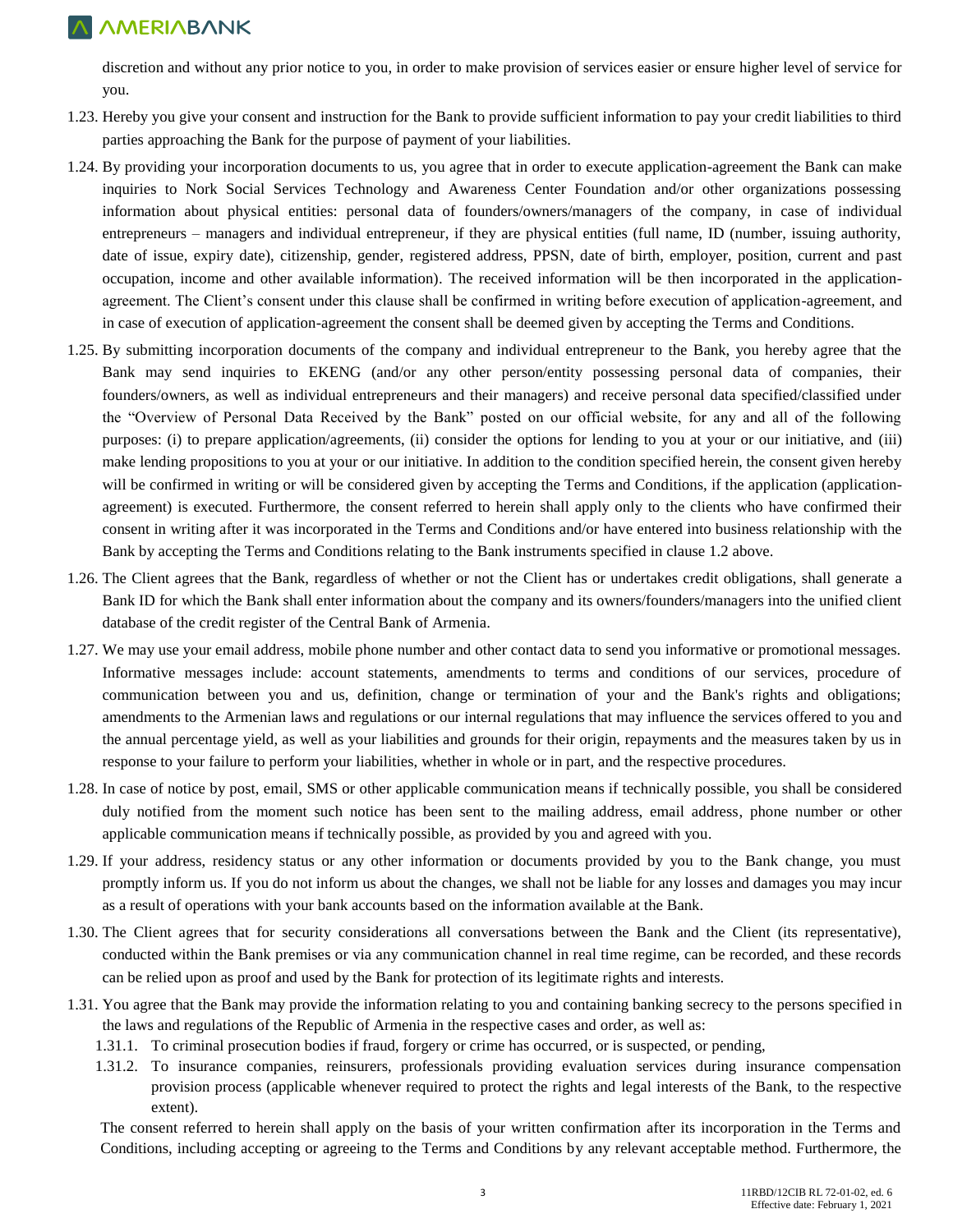discretion and without any prior notice to you, in order to make provision of services easier or ensure higher level of service for you.

1.23. Hereby you give your consent and instruction for the Bank to provide sufficient information to pay your credit liabilities to third parties approaching the Bank for the purpose of payment of your liabilities.

1.24. By providing your incorporation documents to us, you agree that in order to execute application-agreement the Bank can make inquiries to Nork Social Services Technology and Awareness Center Foundation and/or other organizations possessing information about physical entities: personal data of founders/owners/managers of the company, in case of individual entrepreneurs – managers and individual entrepreneur, if they are physical entities (full name, ID (number, issuing authority, date of issue, expiry date), citizenship, gender, registered address, PPSN, date of birth, employer, position, current and past occupation, income and other available information). The received information will be then incorporated in the application-agreement. The Client's consent under this clause shall be confirmed in writing before execution of application-agreement, and in case of execution of application-agreement the consent shall be deemed given by accepting the Terms and Conditions.

1.25. By submitting incorporation documents of the company and individual entrepreneur to the Bank, you hereby agree that the Bank may send inquiries to EKENG (and/or any other person/entity possessing personal data of companies, their founders/owners, as well as individual entrepreneurs and their managers) and receive personal data specified/classified under the "Overview of Personal Data Received by the Bank" posted on our official website, for any and all of the following purposes: (i) to prepare application/agreements, (ii) consider the options for lending to you at your or our initiative, and (iii) make lending propositions to you at your or our initiative. In addition to the condition specified herein, the consent given hereby will be confirmed in writing or will be considered given by accepting the Terms and Conditions, if the application (application-agreement) is executed. Furthermore, the consent referred to herein shall apply only to the clients who have confirmed their consent in writing after it was incorporated in the Terms and Conditions and/or have entered into business relationship with the Bank by accepting the Terms and Conditions relating to the Bank instruments specified in clause 1.2 above.

1.26. The Client agrees that the Bank, regardless of whether or not the Client has or undertakes credit obligations, shall generate a Bank ID for which the Bank shall enter information about the company and its owners/founders/managers into the unified client database of the credit register of the Central Bank of Armenia.

1.27. We may use your email address, mobile phone number and other contact data to send you informative or promotional messages. Informative messages include: account statements, amendments to terms and conditions of our services, procedure of communication between you and us, definition, change or termination of your and the Bank's rights and obligations; amendments to the Armenian laws and regulations or our internal regulations that may influence the services offered to you and the annual percentage yield, as well as your liabilities and grounds for their origin, repayments and the measures taken by us in response to your failure to perform your liabilities, whether in whole or in part, and the respective procedures.

1.28. In case of notice by post, email, SMS or other applicable communication means if technically possible, you shall be considered duly notified from the moment such notice has been sent to the mailing address, email address, phone number or other applicable communication means if technically possible, as provided by you and agreed with you.

1.29. If your address, residency status or any other information or documents provided by you to the Bank change, you must promptly inform us. If you do not inform us about the changes, we shall not be liable for any losses and damages you may incur as a result of operations with your bank accounts based on the information available at the Bank.

1.30. The Client agrees that for security considerations all conversations between the Bank and the Client (its representative), conducted within the Bank premises or via any communication channel in real time regime, can be recorded, and these records can be relied upon as proof and used by the Bank for protection of its legitimate rights and interests.

1.31. You agree that the Bank may provide the information relating to you and containing banking secrecy to the persons specified in the laws and regulations of the Republic of Armenia in the respective cases and order, as well as:

   1.31.1. To criminal prosecution bodies if fraud, forgery or crime has occurred, or is suspected, or pending,

   1.31.2. To insurance companies, reinsurers, professionals providing evaluation services during insurance compensation provision process (applicable whenever required to protect the rights and legal interests of the Bank, to the respective extent).

   The consent referred to herein shall apply on the basis of your written confirmation after its incorporation in the Terms and Conditions, including accepting or agreeing to the Terms and Conditions by any relevant acceptable method. Furthermore, the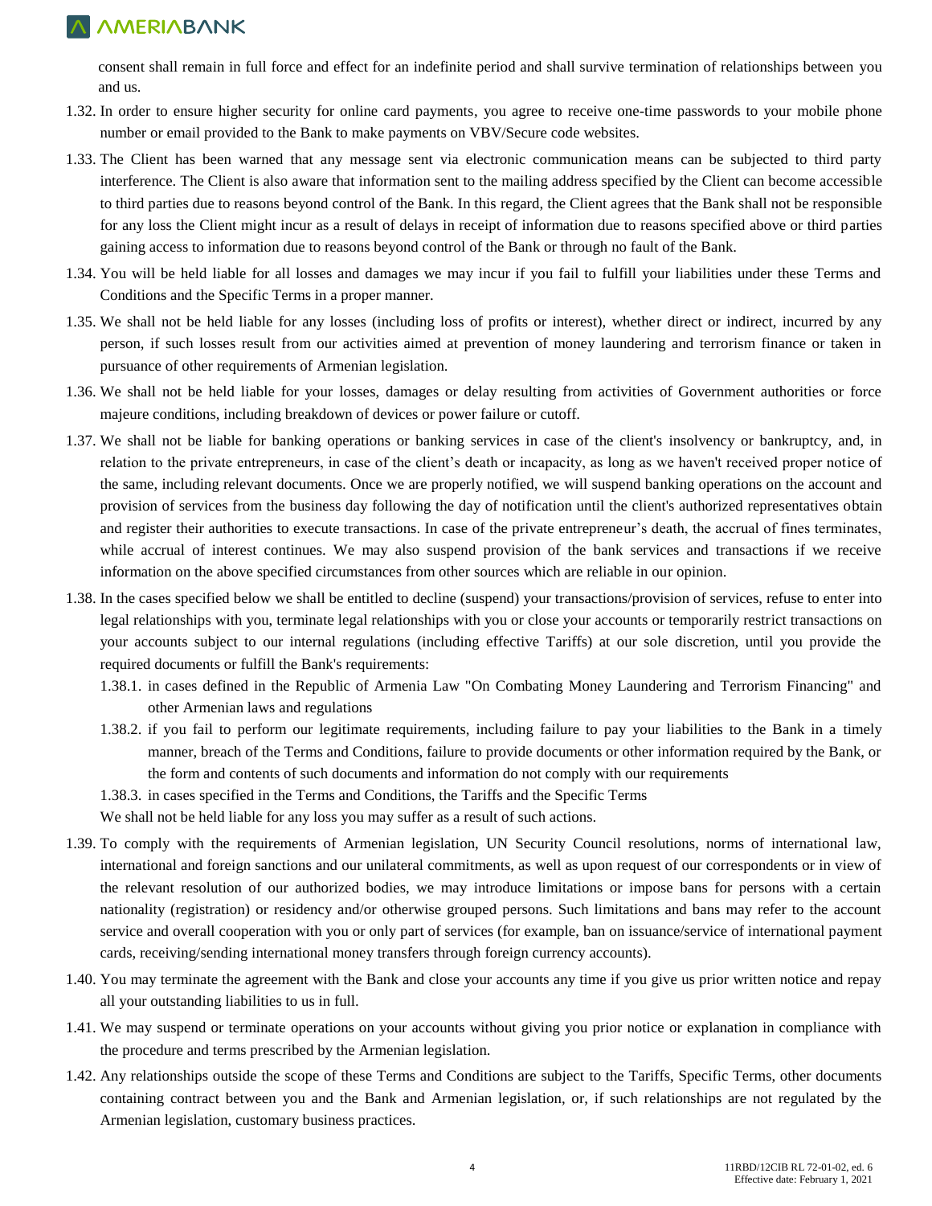consent shall remain in full force and effect for an indefinite period and shall survive termination of relationships between you and us.

1.32. In order to ensure higher security for online card payments, you agree to receive one-time passwords to your mobile phone number or email provided to the Bank to make payments on VBV/Secure code websites.

1.33. The Client has been warned that any message sent via electronic communication means can be subjected to third party interference. The Client is also aware that information sent to the mailing address specified by the Client can become accessible to third parties due to reasons beyond control of the Bank. In this regard, the Client agrees that the Bank shall not be responsible for any loss the Client might incur as a result of delays in receipt of information due to reasons specified above or third parties gaining access to information due to reasons beyond control of the Bank or through no fault of the Bank.

1.34. You will be held liable for all losses and damages we may incur if you fail to fulfill your liabilities under these Terms and Conditions and the Specific Terms in a proper manner.

1.35. We shall not be held liable for any losses (including loss of profits or interest), whether direct or indirect, incurred by any person, if such losses result from our activities aimed at prevention of money laundering and terrorism finance or taken in pursuance of other requirements of Armenian legislation.

1.36. We shall not be held liable for your losses, damages or delay resulting from activities of Government authorities or force majeure conditions, including breakdown of devices or power failure or cutoff.

1.37. We shall not be liable for banking operations or banking services in case of the client's insolvency or bankruptcy, and, in relation to the private entrepreneurs, in case of the client's death or incapacity, as long as we haven't received proper notice of the same, including relevant documents. Once we are properly notified, we will suspend banking operations on the account and provision of services from the business day following the day of notification until the client's authorized representatives obtain and register their authorities to execute transactions. In case of the private entrepreneur's death, the accrual of fines terminates, while accrual of interest continues. We may also suspend provision of the bank services and transactions if we receive information on the above specified circumstances from other sources which are reliable in our opinion.

1.38. In the cases specified below we shall be entitled to decline (suspend) your transactions/provision of services, refuse to enter into legal relationships with you, terminate legal relationships with you or close your accounts or temporarily restrict transactions on your accounts subject to our internal regulations (including effective Tariffs) at our sole discretion, until you provide the required documents or fulfill the Bank's requirements:

   1.38.1. in cases defined in the Republic of Armenia Law "On Combating Money Laundering and Terrorism Financing" and other Armenian laws and regulations

   1.38.2. if you fail to perform our legitimate requirements, including failure to pay your liabilities to the Bank in a timely manner, breach of the Terms and Conditions, failure to provide documents or other information required by the Bank, or the form and contents of such documents and information do not comply with our requirements

   1.38.3. in cases specified in the Terms and Conditions, the Tariffs and the Specific Terms

   We shall not be held liable for any loss you may suffer as a result of such actions.

1.39. To comply with the requirements of Armenian legislation, UN Security Council resolutions, norms of international law, international and foreign sanctions and our unilateral commitments, as well as upon request of our correspondents or in view of the relevant resolution of our authorized bodies, we may introduce limitations or impose bans for persons with a certain nationality (registration) or residency and/or otherwise grouped persons. Such limitations and bans may refer to the account service and overall cooperation with you or only part of services (for example, ban on issuance/service of international payment cards, receiving/sending international money transfers through foreign currency accounts).

1.40. You may terminate the agreement with the Bank and close your accounts any time if you give us prior written notice and repay all your outstanding liabilities to us in full.

1.41. We may suspend or terminate operations on your accounts without giving you prior notice or explanation in compliance with the procedure and terms prescribed by the Armenian legislation.

1.42. Any relationships outside the scope of these Terms and Conditions are subject to the Tariffs, Specific Terms, other documents containing contract between you and the Bank and Armenian legislation, or, if such relationships are not regulated by the Armenian legislation, customary business practices.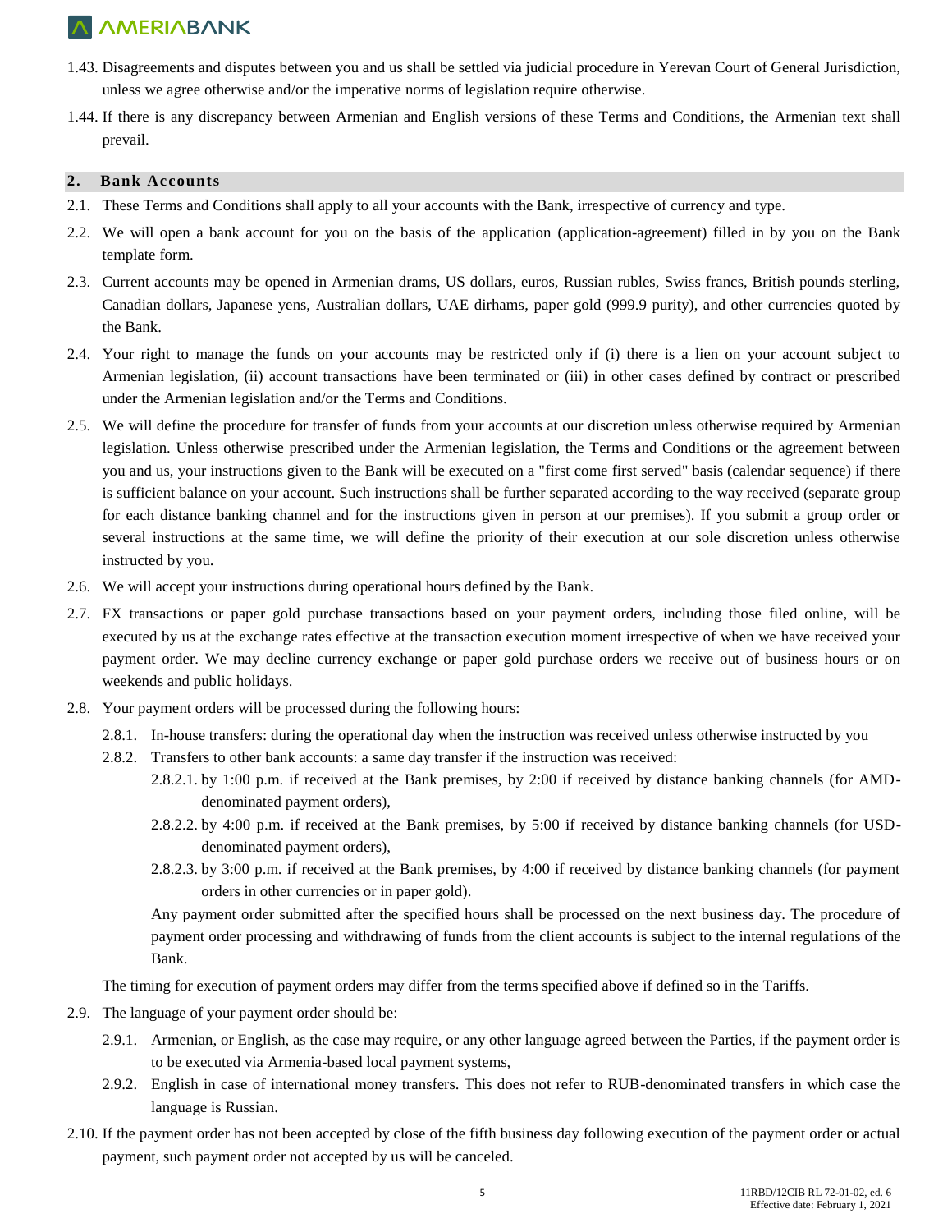1.43. Disagreements and disputes between you and us shall be settled via judicial procedure in Yerevan Court of General Jurisdiction, unless we agree otherwise and/or the imperative norms of legislation require otherwise.

1.44. If there is any discrepancy between Armenian and English versions of these Terms and Conditions, the Armenian text shall prevail.

## 2. Bank Accounts

2.1. These Terms and Conditions shall apply to all your accounts with the Bank, irrespective of currency and type.

2.2. We will open a bank account for you on the basis of the application (application-agreement) filled in by you on the Bank template form.

2.3. Current accounts may be opened in Armenian drams, US dollars, euros, Russian rubles, Swiss francs, British pounds sterling, Canadian dollars, Japanese yens, Australian dollars, UAE dirhams, paper gold (999.9 purity), and other currencies quoted by the Bank.

2.4. Your right to manage the funds on your accounts may be restricted only if (i) there is a lien on your account subject to Armenian legislation, (ii) account transactions have been terminated or (iii) in other cases defined by contract or prescribed under the Armenian legislation and/or the Terms and Conditions.

2.5. We will define the procedure for transfer of funds from your accounts at our discretion unless otherwise required by Armenian legislation. Unless otherwise prescribed under the Armenian legislation, the Terms and Conditions or the agreement between you and us, your instructions given to the Bank will be executed on a "first come first served" basis (calendar sequence) if there is sufficient balance on your account. Such instructions shall be further separated according to the way received (separate group for each distance banking channel and for the instructions given in person at our premises). If you submit a group order or several instructions at the same time, we will define the priority of their execution at our sole discretion unless otherwise instructed by you.

2.6. We will accept your instructions during operational hours defined by the Bank.

2.7. FX transactions or paper gold purchase transactions based on your payment orders, including those filed online, will be executed by us at the exchange rates effective at the transaction execution moment irrespective of when we have received your payment order. We may decline currency exchange or paper gold purchase orders we receive out of business hours or on weekends and public holidays.

2.8. Your payment orders will be processed during the following hours:

- 2.8.1. In-house transfers: during the operational day when the instruction was received unless otherwise instructed by you
- 2.8.2. Transfers to other bank accounts: a same day transfer if the instruction was received:
  - 2.8.2.1. by 1:00 p.m. if received at the Bank premises, by 2:00 if received by distance banking channels (for AMD-denominated payment orders),
  - 2.8.2.2. by 4:00 p.m. if received at the Bank premises, by 5:00 if received by distance banking channels (for USD-denominated payment orders),
  - 2.8.2.3. by 3:00 p.m. if received at the Bank premises, by 4:00 if received by distance banking channels (for payment orders in other currencies or in paper gold).

  Any payment order submitted after the specified hours shall be processed on the next business day. The procedure of payment order processing and withdrawing of funds from the client accounts is subject to the internal regulations of the Bank.

The timing for execution of payment orders may differ from the terms specified above if defined so in the Tariffs.

2.9. The language of your payment order should be:

- 2.9.1. Armenian, or English, as the case may require, or any other language agreed between the Parties, if the payment order is to be executed via Armenia-based local payment systems,
- 2.9.2. English in case of international money transfers. This does not refer to RUB-denominated transfers in which case the language is Russian.

2.10. If the payment order has not been accepted by close of the fifth business day following execution of the payment order or actual payment, such payment order not accepted by us will be canceled.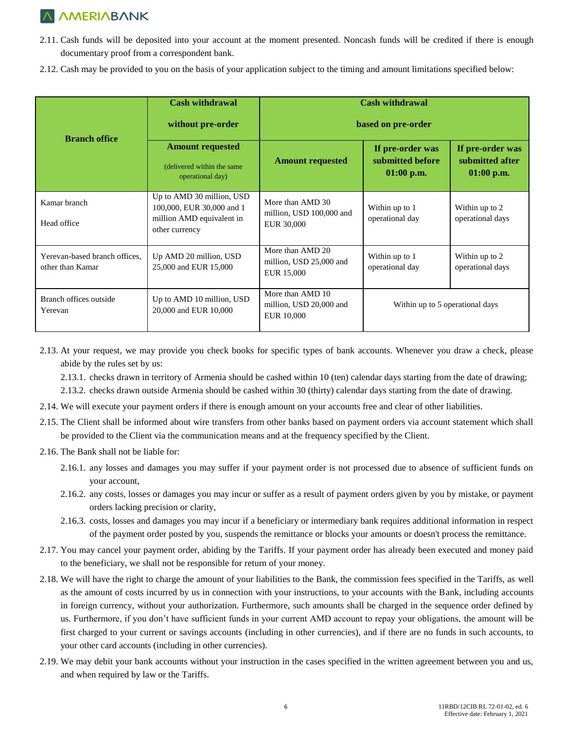2.11. Cash funds will be deposited into your account at the moment presented. Noncash funds will be credited if there is enough documentary proof from a correspondent bank.

2.12. Cash may be provided to you on the basis of your application subject to the timing and amount limitations specified below:

| Branch office | Cash withdrawal without pre-order | Cash withdrawal based on pre-order | | |
|---|---|---|---|---|
| | Amount requested (delivered within the same operational day) | Amount requested | If pre-order was submitted before 01:00 p.m. | If pre-order was submitted after 01:00 p.m. |
| Kamar branch<br>Head office | Up to AMD 30 million, USD 100,000, EUR 30,000 and 1 million AMD equivalent in other currency | More than AMD 30 million, USD 100,000 and EUR 30,000 | Within up to 1 operational day | Within up to 2 operational days |
| Yerevan-based branch offices, other than Kamar | Up AMD 20 million, USD 25,000 and EUR 15,000 | More than AMD 20 million, USD 25,000 and EUR 15,000 | Within up to 1 operational day | Within up to 2 operational days |
| Branch offices outside Yerevan | Up to AMD 10 million, USD 20,000 and EUR 10,000 | More than AMD 10 million, USD 20,000 and EUR 10,000 | Within up to 5 operational days | |

2.13. At your request, we may provide you check books for specific types of bank accounts. Whenever you draw a check, please abide by the rules set by us:

2.13.1. checks drawn in territory of Armenia should be cashed within 10 (ten) calendar days starting from the date of drawing;

2.13.2. checks drawn outside Armenia should be cashed within 30 (thirty) calendar days starting from the date of drawing.

2.14. We will execute your payment orders if there is enough amount on your accounts free and clear of other liabilities.

2.15. The Client shall be informed about wire transfers from other banks based on payment orders via account statement which shall be provided to the Client via the communication means and at the frequency specified by the Client.

2.16. The Bank shall not be liable for:

2.16.1. any losses and damages you may suffer if your payment order is not processed due to absence of sufficient funds on your account,

2.16.2. any costs, losses or damages you may incur or suffer as a result of payment orders given by you by mistake, or payment orders lacking precision or clarity,

2.16.3. costs, losses and damages you may incur if a beneficiary or intermediary bank requires additional information in respect of the payment order posted by you, suspends the remittance or blocks your amounts or doesn't process the remittance.

2.17. You may cancel your payment order, abiding by the Tariffs. If your payment order has already been executed and money paid to the beneficiary, we shall not be responsible for return of your money.

2.18. We will have the right to charge the amount of your liabilities to the Bank, the commission fees specified in the Tariffs, as well as the amount of costs incurred by us in connection with your instructions, to your accounts with the Bank, including accounts in foreign currency, without your authorization. Furthermore, such amounts shall be charged in the sequence order defined by us. Furthermore, if you don't have sufficient funds in your current AMD account to repay your obligations, the amount will be first charged to your current or savings accounts (including in other currencies), and if there are no funds in such accounts, to your other card accounts (including in other currencies).

2.19. We may debit your bank accounts without your instruction in the cases specified in the written agreement between you and us, and when required by law or the Tariffs.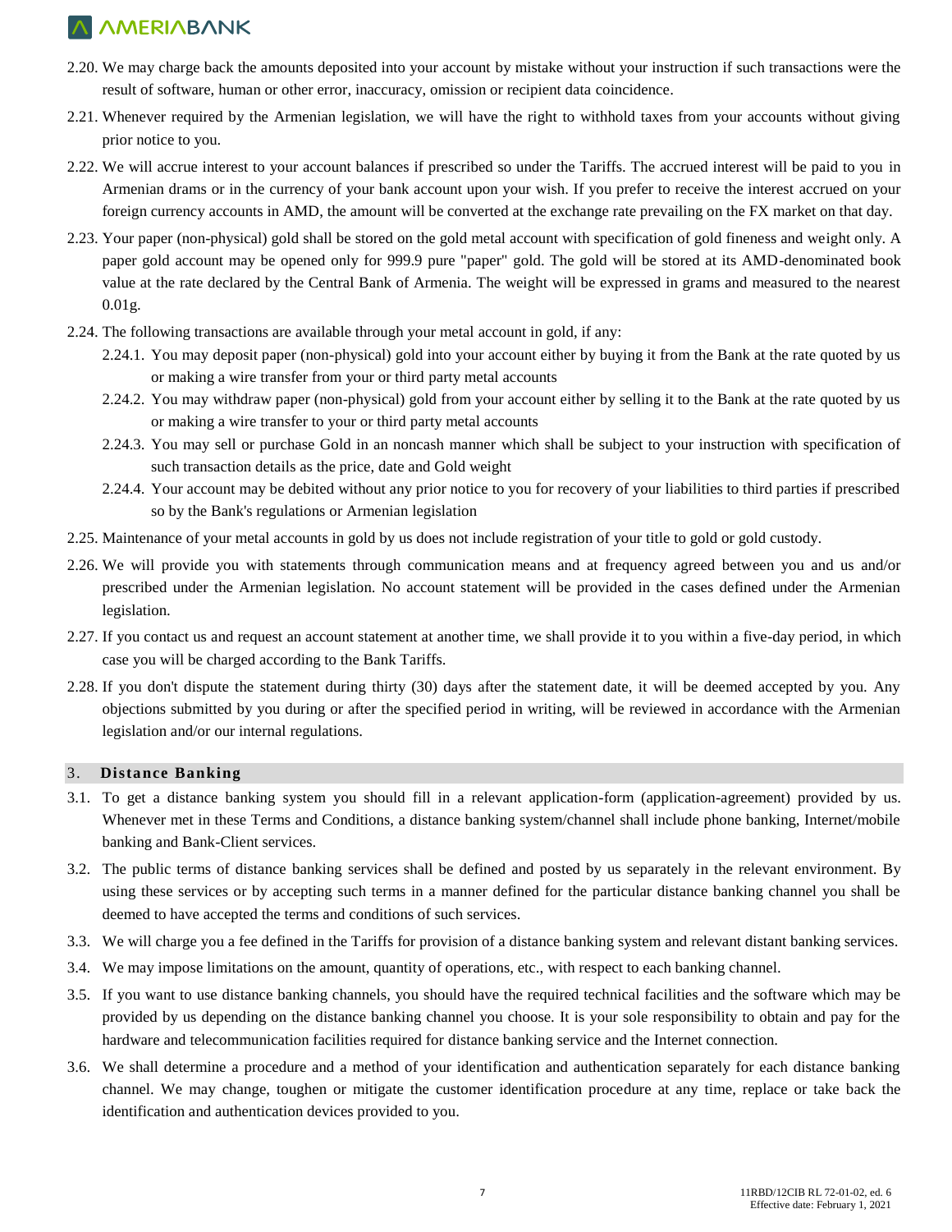2.20. We may charge back the amounts deposited into your account by mistake without your instruction if such transactions were the result of software, human or other error, inaccuracy, omission or recipient data coincidence.

2.21. Whenever required by the Armenian legislation, we will have the right to withhold taxes from your accounts without giving prior notice to you.

2.22. We will accrue interest to your account balances if prescribed so under the Tariffs. The accrued interest will be paid to you in Armenian drams or in the currency of your bank account upon your wish. If you prefer to receive the interest accrued on your foreign currency accounts in AMD, the amount will be converted at the exchange rate prevailing on the FX market on that day.

2.23. Your paper (non-physical) gold shall be stored on the gold metal account with specification of gold fineness and weight only. A paper gold account may be opened only for 999.9 pure "paper" gold. The gold will be stored at its AMD-denominated book value at the rate declared by the Central Bank of Armenia. The weight will be expressed in grams and measured to the nearest 0.01g.

2.24. The following transactions are available through your metal account in gold, if any:

   2.24.1. You may deposit paper (non-physical) gold into your account either by buying it from the Bank at the rate quoted by us or making a wire transfer from your or third party metal accounts

   2.24.2. You may withdraw paper (non-physical) gold from your account either by selling it to the Bank at the rate quoted by us or making a wire transfer to your or third party metal accounts

   2.24.3. You may sell or purchase Gold in an noncash manner which shall be subject to your instruction with specification of such transaction details as the price, date and Gold weight

   2.24.4. Your account may be debited without any prior notice to you for recovery of your liabilities to third parties if prescribed so by the Bank's regulations or Armenian legislation

2.25. Maintenance of your metal accounts in gold by us does not include registration of your title to gold or gold custody.

2.26. We will provide you with statements through communication means and at frequency agreed between you and us and/or prescribed under the Armenian legislation. No account statement will be provided in the cases defined under the Armenian legislation.

2.27. If you contact us and request an account statement at another time, we shall provide it to you within a five-day period, in which case you will be charged according to the Bank Tariffs.

2.28. If you don't dispute the statement during thirty (30) days after the statement date, it will be deemed accepted by you. Any objections submitted by you during or after the specified period in writing, will be reviewed in accordance with the Armenian legislation and/or our internal regulations.

## 3. Distance Banking

3.1. To get a distance banking system you should fill in a relevant application-form (application-agreement) provided by us. Whenever met in these Terms and Conditions, a distance banking system/channel shall include phone banking, Internet/mobile banking and Bank-Client services.

3.2. The public terms of distance banking services shall be defined and posted by us separately in the relevant environment. By using these services or by accepting such terms in a manner defined for the particular distance banking channel you shall be deemed to have accepted the terms and conditions of such services.

3.3. We will charge you a fee defined in the Tariffs for provision of a distance banking system and relevant distant banking services.

3.4. We may impose limitations on the amount, quantity of operations, etc., with respect to each banking channel.

3.5. If you want to use distance banking channels, you should have the required technical facilities and the software which may be provided by us depending on the distance banking channel you choose. It is your sole responsibility to obtain and pay for the hardware and telecommunication facilities required for distance banking service and the Internet connection.

3.6. We shall determine a procedure and a method of your identification and authentication separately for each distance banking channel. We may change, toughen or mitigate the customer identification procedure at any time, replace or take back the identification and authentication devices provided to you.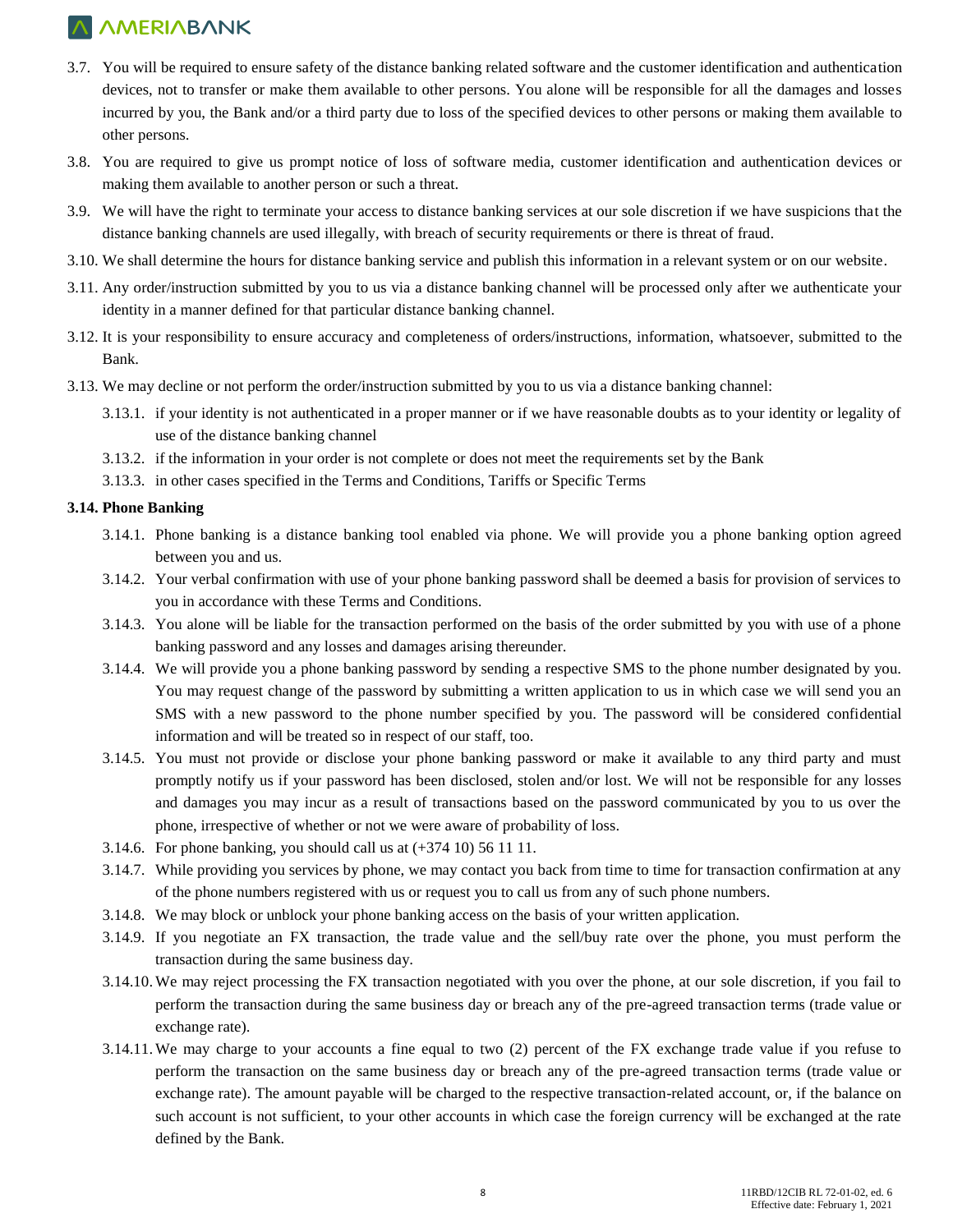3.7. You will be required to ensure safety of the distance banking related software and the customer identification and authentication devices, not to transfer or make them available to other persons. You alone will be responsible for all the damages and losses incurred by you, the Bank and/or a third party due to loss of the specified devices to other persons or making them available to other persons.

3.8. You are required to give us prompt notice of loss of software media, customer identification and authentication devices or making them available to another person or such a threat.

3.9. We will have the right to terminate your access to distance banking services at our sole discretion if we have suspicions that the distance banking channels are used illegally, with breach of security requirements or there is threat of fraud.

3.10. We shall determine the hours for distance banking service and publish this information in a relevant system or on our website.

3.11. Any order/instruction submitted by you to us via a distance banking channel will be processed only after we authenticate your identity in a manner defined for that particular distance banking channel.

3.12. It is your responsibility to ensure accuracy and completeness of orders/instructions, information, whatsoever, submitted to the Bank.

3.13. We may decline or not perform the order/instruction submitted by you to us via a distance banking channel:

   3.13.1. if your identity is not authenticated in a proper manner or if we have reasonable doubts as to your identity or legality of use of the distance banking channel

   3.13.2. if the information in your order is not complete or does not meet the requirements set by the Bank

   3.13.3. in other cases specified in the Terms and Conditions, Tariffs or Specific Terms

**3.14. Phone Banking**

   3.14.1. Phone banking is a distance banking tool enabled via phone. We will provide you a phone banking option agreed between you and us.

   3.14.2. Your verbal confirmation with use of your phone banking password shall be deemed a basis for provision of services to you in accordance with these Terms and Conditions.

   3.14.3. You alone will be liable for the transaction performed on the basis of the order submitted by you with use of a phone banking password and any losses and damages arising thereunder.

   3.14.4. We will provide you a phone banking password by sending a respective SMS to the phone number designated by you. You may request change of the password by submitting a written application to us in which case we will send you an SMS with a new password to the phone number specified by you. The password will be considered confidential information and will be treated so in respect of our staff, too.

   3.14.5. You must not provide or disclose your phone banking password or make it available to any third party and must promptly notify us if your password has been disclosed, stolen and/or lost. We will not be responsible for any losses and damages you may incur as a result of transactions based on the password communicated by you to us over the phone, irrespective of whether or not we were aware of probability of loss.

   3.14.6. For phone banking, you should call us at (+374 10) 56 11 11.

   3.14.7. While providing you services by phone, we may contact you back from time to time for transaction confirmation at any of the phone numbers registered with us or request you to call us from any of such phone numbers.

   3.14.8. We may block or unblock your phone banking access on the basis of your written application.

   3.14.9. If you negotiate an FX transaction, the trade value and the sell/buy rate over the phone, you must perform the transaction during the same business day.

   3.14.10. We may reject processing the FX transaction negotiated with you over the phone, at our sole discretion, if you fail to perform the transaction during the same business day or breach any of the pre-agreed transaction terms (trade value or exchange rate).

   3.14.11. We may charge to your accounts a fine equal to two (2) percent of the FX exchange trade value if you refuse to perform the transaction on the same business day or breach any of the pre-agreed transaction terms (trade value or exchange rate). The amount payable will be charged to the respective transaction-related account, or, if the balance on such account is not sufficient, to your other accounts in which case the foreign currency will be exchanged at the rate defined by the Bank.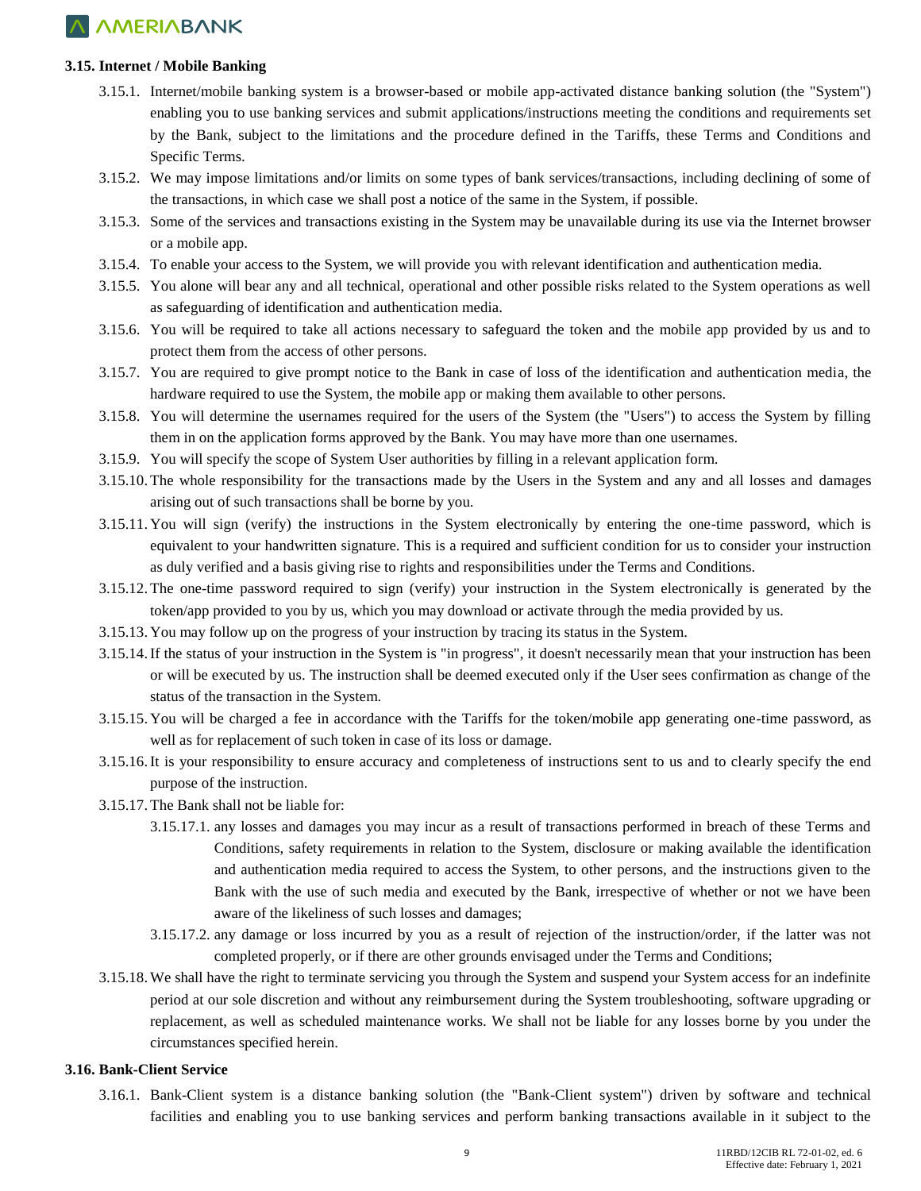### 3.15. Internet / Mobile Banking

3.15.1. Internet/mobile banking system is a browser-based or mobile app-activated distance banking solution (the "System") enabling you to use banking services and submit applications/instructions meeting the conditions and requirements set by the Bank, subject to the limitations and the procedure defined in the Tariffs, these Terms and Conditions and Specific Terms.

3.15.2. We may impose limitations and/or limits on some types of bank services/transactions, including declining of some of the transactions, in which case we shall post a notice of the same in the System, if possible.

3.15.3. Some of the services and transactions existing in the System may be unavailable during its use via the Internet browser or a mobile app.

3.15.4. To enable your access to the System, we will provide you with relevant identification and authentication media.

3.15.5. You alone will bear any and all technical, operational and other possible risks related to the System operations as well as safeguarding of identification and authentication media.

3.15.6. You will be required to take all actions necessary to safeguard the token and the mobile app provided by us and to protect them from the access of other persons.

3.15.7. You are required to give prompt notice to the Bank in case of loss of the identification and authentication media, the hardware required to use the System, the mobile app or making them available to other persons.

3.15.8. You will determine the usernames required for the users of the System (the "Users") to access the System by filling them in on the application forms approved by the Bank. You may have more than one usernames.

3.15.9. You will specify the scope of System User authorities by filling in a relevant application form.

3.15.10. The whole responsibility for the transactions made by the Users in the System and any and all losses and damages arising out of such transactions shall be borne by you.

3.15.11. You will sign (verify) the instructions in the System electronically by entering the one-time password, which is equivalent to your handwritten signature. This is a required and sufficient condition for us to consider your instruction as duly verified and a basis giving rise to rights and responsibilities under the Terms and Conditions.

3.15.12. The one-time password required to sign (verify) your instruction in the System electronically is generated by the token/app provided to you by us, which you may download or activate through the media provided by us.

3.15.13. You may follow up on the progress of your instruction by tracing its status in the System.

3.15.14. If the status of your instruction in the System is "in progress", it doesn't necessarily mean that your instruction has been or will be executed by us. The instruction shall be deemed executed only if the User sees confirmation as change of the status of the transaction in the System.

3.15.15. You will be charged a fee in accordance with the Tariffs for the token/mobile app generating one-time password, as well as for replacement of such token in case of its loss or damage.

3.15.16. It is your responsibility to ensure accuracy and completeness of instructions sent to us and to clearly specify the end purpose of the instruction.

3.15.17. The Bank shall not be liable for:

3.15.17.1. any losses and damages you may incur as a result of transactions performed in breach of these Terms and Conditions, safety requirements in relation to the System, disclosure or making available the identification and authentication media required to access the System, to other persons, and the instructions given to the Bank with the use of such media and executed by the Bank, irrespective of whether or not we have been aware of the likeliness of such losses and damages;

3.15.17.2. any damage or loss incurred by you as a result of rejection of the instruction/order, if the latter was not completed properly, or if there are other grounds envisaged under the Terms and Conditions;

3.15.18. We shall have the right to terminate servicing you through the System and suspend your System access for an indefinite period at our sole discretion and without any reimbursement during the System troubleshooting, software upgrading or replacement, as well as scheduled maintenance works. We shall not be liable for any losses borne by you under the circumstances specified herein.

### 3.16. Bank-Client Service

3.16.1. Bank-Client system is a distance banking solution (the "Bank-Client system") driven by software and technical facilities and enabling you to use banking services and perform banking transactions available in it subject to the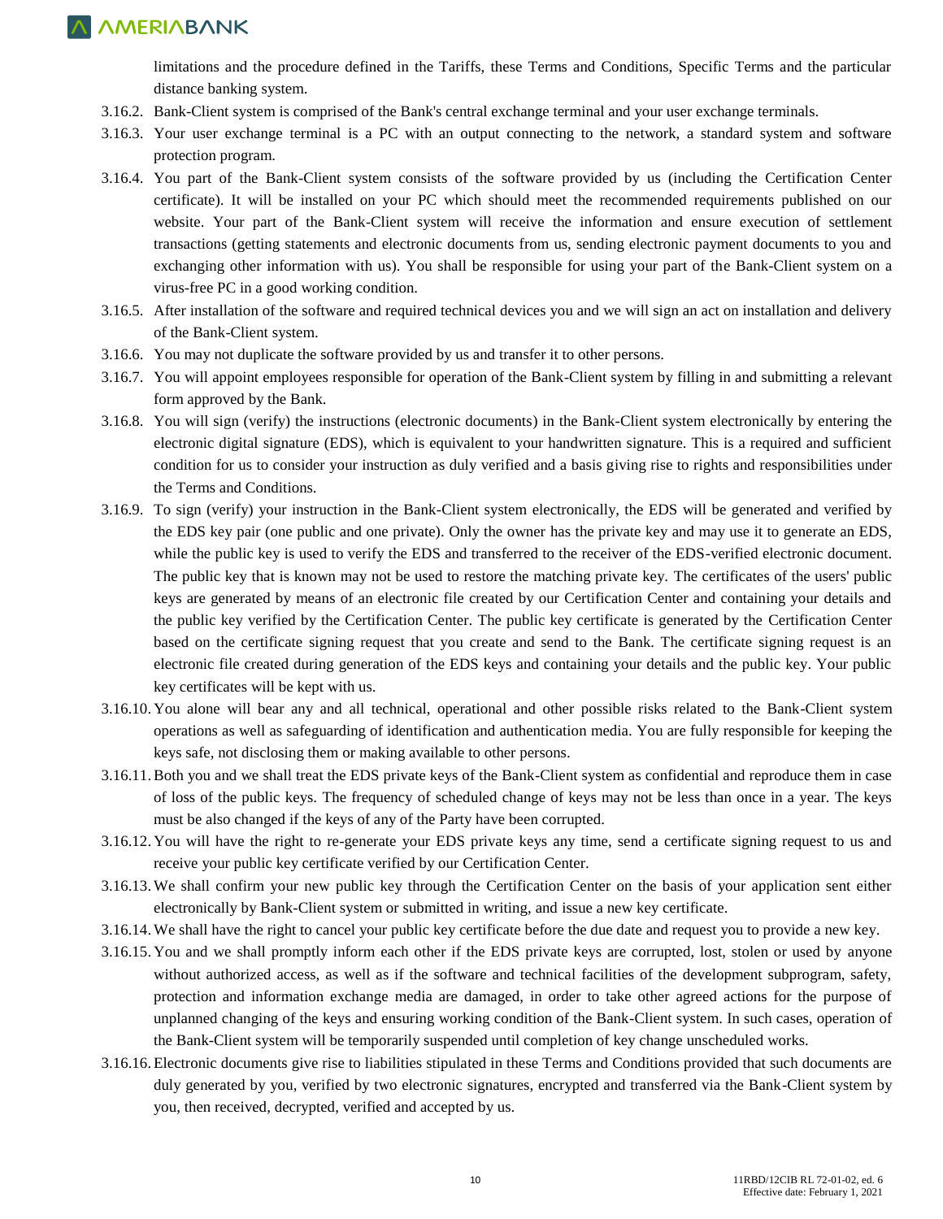limitations and the procedure defined in the Tariffs, these Terms and Conditions, Specific Terms and the particular distance banking system.

3.16.2. Bank-Client system is comprised of the Bank's central exchange terminal and your user exchange terminals.

3.16.3. Your user exchange terminal is a PC with an output connecting to the network, a standard system and software protection program.

3.16.4. You part of the Bank-Client system consists of the software provided by us (including the Certification Center certificate). It will be installed on your PC which should meet the recommended requirements published on our website. Your part of the Bank-Client system will receive the information and ensure execution of settlement transactions (getting statements and electronic documents from us, sending electronic payment documents to you and exchanging other information with us). You shall be responsible for using your part of the Bank-Client system on a virus-free PC in a good working condition.

3.16.5. After installation of the software and required technical devices you and we will sign an act on installation and delivery of the Bank-Client system.

3.16.6. You may not duplicate the software provided by us and transfer it to other persons.

3.16.7. You will appoint employees responsible for operation of the Bank-Client system by filling in and submitting a relevant form approved by the Bank.

3.16.8. You will sign (verify) the instructions (electronic documents) in the Bank-Client system electronically by entering the electronic digital signature (EDS), which is equivalent to your handwritten signature. This is a required and sufficient condition for us to consider your instruction as duly verified and a basis giving rise to rights and responsibilities under the Terms and Conditions.

3.16.9. To sign (verify) your instruction in the Bank-Client system electronically, the EDS will be generated and verified by the EDS key pair (one public and one private). Only the owner has the private key and may use it to generate an EDS, while the public key is used to verify the EDS and transferred to the receiver of the EDS-verified electronic document. The public key that is known may not be used to restore the matching private key. The certificates of the users' public keys are generated by means of an electronic file created by our Certification Center and containing your details and the public key verified by the Certification Center. The public key certificate is generated by the Certification Center based on the certificate signing request that you create and send to the Bank. The certificate signing request is an electronic file created during generation of the EDS keys and containing your details and the public key. Your public key certificates will be kept with us.

3.16.10. You alone will bear any and all technical, operational and other possible risks related to the Bank-Client system operations as well as safeguarding of identification and authentication media. You are fully responsible for keeping the keys safe, not disclosing them or making available to other persons.

3.16.11. Both you and we shall treat the EDS private keys of the Bank-Client system as confidential and reproduce them in case of loss of the public keys. The frequency of scheduled change of keys may not be less than once in a year. The keys must be also changed if the keys of any of the Party have been corrupted.

3.16.12. You will have the right to re-generate your EDS private keys any time, send a certificate signing request to us and receive your public key certificate verified by our Certification Center.

3.16.13. We shall confirm your new public key through the Certification Center on the basis of your application sent either electronically by Bank-Client system or submitted in writing, and issue a new key certificate.

3.16.14. We shall have the right to cancel your public key certificate before the due date and request you to provide a new key.

3.16.15. You and we shall promptly inform each other if the EDS private keys are corrupted, lost, stolen or used by anyone without authorized access, as well as if the software and technical facilities of the development subprogram, safety, protection and information exchange media are damaged, in order to take other agreed actions for the purpose of unplanned changing of the keys and ensuring working condition of the Bank-Client system. In such cases, operation of the Bank-Client system will be temporarily suspended until completion of key change unscheduled works.

3.16.16. Electronic documents give rise to liabilities stipulated in these Terms and Conditions provided that such documents are duly generated by you, verified by two electronic signatures, encrypted and transferred via the Bank-Client system by you, then received, decrypted, verified and accepted by us.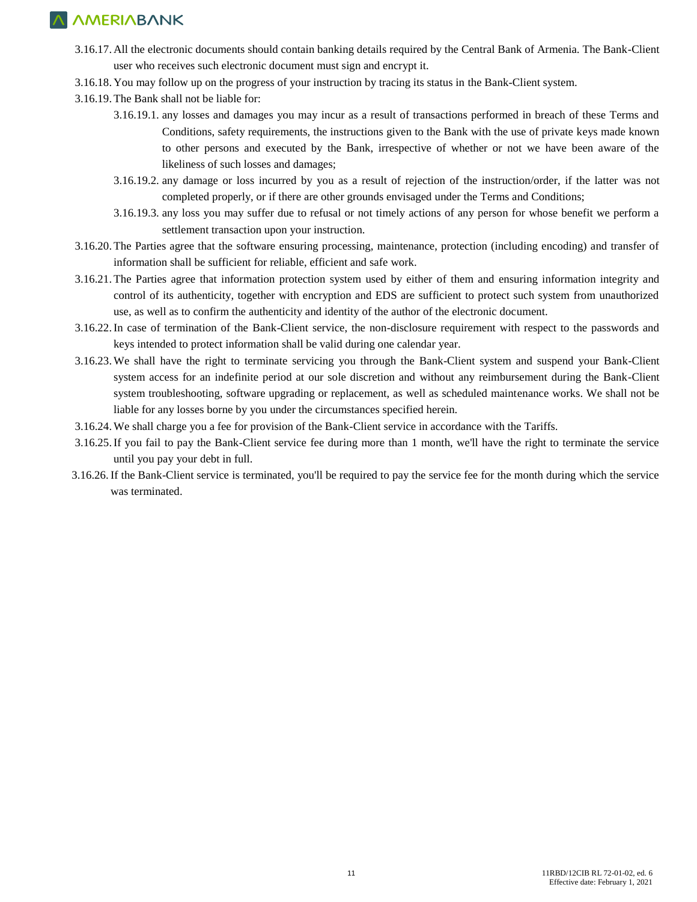3.16.17. All the electronic documents should contain banking details required by the Central Bank of Armenia. The Bank-Client user who receives such electronic document must sign and encrypt it.

3.16.18. You may follow up on the progress of your instruction by tracing its status in the Bank-Client system.

3.16.19. The Bank shall not be liable for:

3.16.19.1. any losses and damages you may incur as a result of transactions performed in breach of these Terms and Conditions, safety requirements, the instructions given to the Bank with the use of private keys made known to other persons and executed by the Bank, irrespective of whether or not we have been aware of the likeliness of such losses and damages;

3.16.19.2. any damage or loss incurred by you as a result of rejection of the instruction/order, if the latter was not completed properly, or if there are other grounds envisaged under the Terms and Conditions;

3.16.19.3. any loss you may suffer due to refusal or not timely actions of any person for whose benefit we perform a settlement transaction upon your instruction.

3.16.20. The Parties agree that the software ensuring processing, maintenance, protection (including encoding) and transfer of information shall be sufficient for reliable, efficient and safe work.

3.16.21. The Parties agree that information protection system used by either of them and ensuring information integrity and control of its authenticity, together with encryption and EDS are sufficient to protect such system from unauthorized use, as well as to confirm the authenticity and identity of the author of the electronic document.

3.16.22. In case of termination of the Bank-Client service, the non-disclosure requirement with respect to the passwords and keys intended to protect information shall be valid during one calendar year.

3.16.23. We shall have the right to terminate servicing you through the Bank-Client system and suspend your Bank-Client system access for an indefinite period at our sole discretion and without any reimbursement during the Bank-Client system troubleshooting, software upgrading or replacement, as well as scheduled maintenance works. We shall not be liable for any losses borne by you under the circumstances specified herein.

3.16.24. We shall charge you a fee for provision of the Bank-Client service in accordance with the Tariffs.

3.16.25. If you fail to pay the Bank-Client service fee during more than 1 month, we'll have the right to terminate the service until you pay your debt in full.

3.16.26. If the Bank-Client service is terminated, you'll be required to pay the service fee for the month during which the service was terminated.